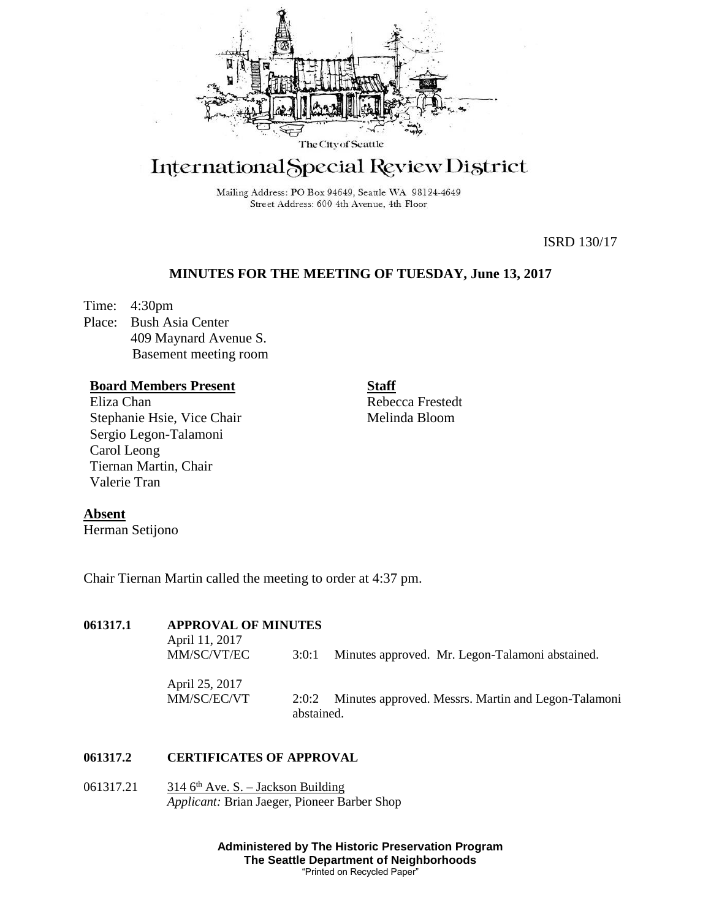The City of Seattle

# International Special Review District

Mailing Address: PO Box 94649, Seattle WA 98124-4649
Street Address: 600 4th Avenue, 4th Floor

ISRD 130/17

## MINUTES FOR THE MEETING OF TUESDAY, June 13, 2017

Time: 4:30pm
Place: Bush Asia Center
409 Maynard Avenue S.
Basement meeting room

**Board Members Present**
Eliza Chan
Stephanie Hsie, Vice Chair
Sergio Legon-Talamoni
Carol Leong
Tiernan Martin, Chair
Valerie Tran

**Staff**
Rebecca Frestedt
Melinda Bloom

**Absent**
Herman Setijono

Chair Tiernan Martin called the meeting to order at 4:37 pm.

**061317.1 APPROVAL OF MINUTES**

April 11, 2017
MM/SC/VT/EC 3:0:1 Minutes approved. Mr. Legon-Talamoni abstained.

April 25, 2017
MM/SC/EC/VT 2:0:2 Minutes approved. Messrs. Martin and Legon-Talamoni abstained.

**061317.2 CERTIFICATES OF APPROVAL**

061317.21 314 6th Ave. S. – Jackson Building
*Applicant:* Brian Jaeger, Pioneer Barber Shop

**Administered by The Historic Preservation Program**
**The Seattle Department of Neighborhoods**
"Printed on Recycled Paper"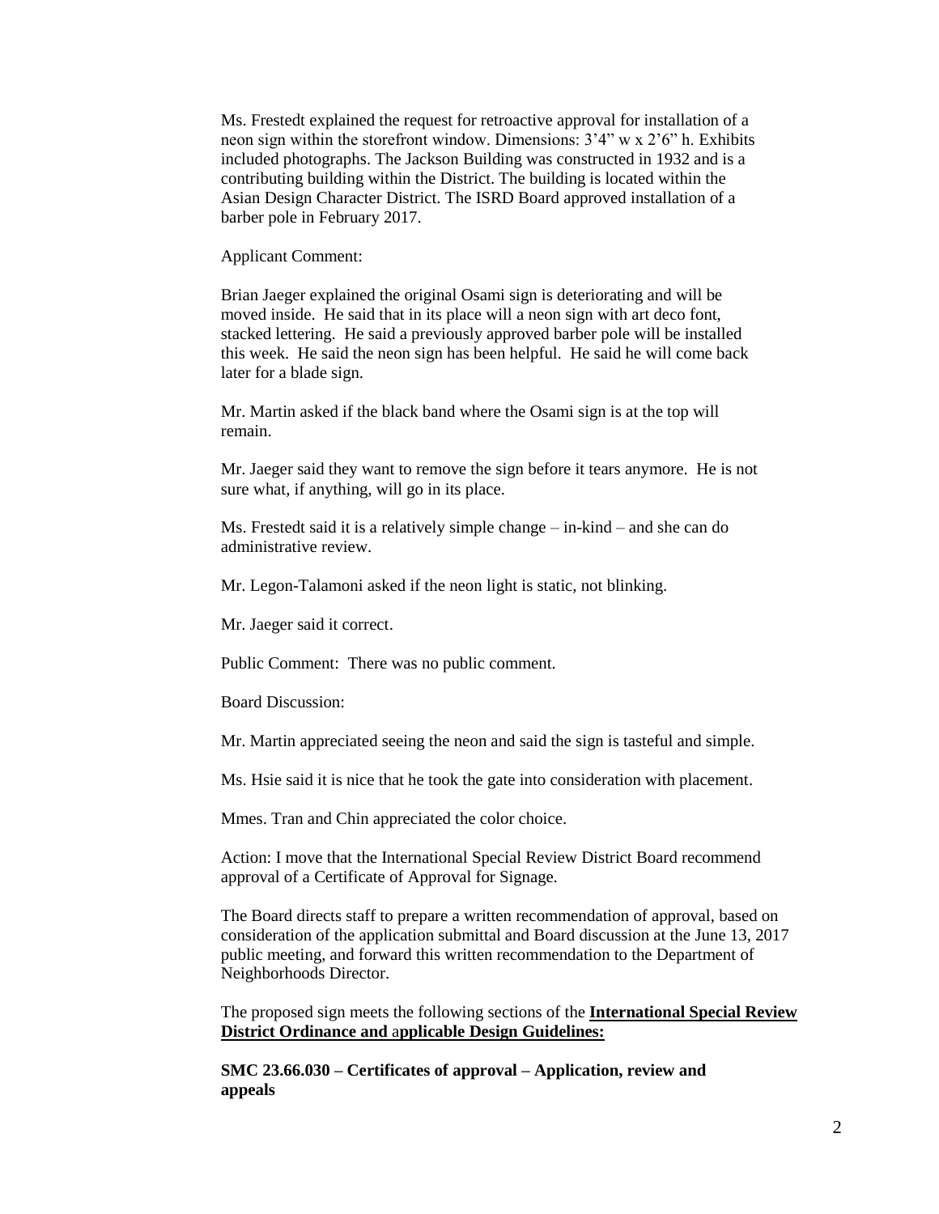Ms. Frestedt explained the request for retroactive approval for installation of a neon sign within the storefront window. Dimensions: 3'4" w x 2'6" h. Exhibits included photographs. The Jackson Building was constructed in 1932 and is a contributing building within the District. The building is located within the Asian Design Character District. The ISRD Board approved installation of a barber pole in February 2017.

Applicant Comment:

Brian Jaeger explained the original Osami sign is deteriorating and will be moved inside. He said that in its place will a neon sign with art deco font, stacked lettering. He said a previously approved barber pole will be installed this week. He said the neon sign has been helpful. He said he will come back later for a blade sign.

Mr. Martin asked if the black band where the Osami sign is at the top will remain.

Mr. Jaeger said they want to remove the sign before it tears anymore. He is not sure what, if anything, will go in its place.

Ms. Frestedt said it is a relatively simple change – in-kind – and she can do administrative review.

Mr. Legon-Talamoni asked if the neon light is static, not blinking.

Mr. Jaeger said it correct.

Public Comment: There was no public comment.

Board Discussion:

Mr. Martin appreciated seeing the neon and said the sign is tasteful and simple.

Ms. Hsie said it is nice that he took the gate into consideration with placement.

Mmes. Tran and Chin appreciated the color choice.

Action: I move that the International Special Review District Board recommend approval of a Certificate of Approval for Signage.

The Board directs staff to prepare a written recommendation of approval, based on consideration of the application submittal and Board discussion at the June 13, 2017 public meeting, and forward this written recommendation to the Department of Neighborhoods Director.

The proposed sign meets the following sections of the **International Special Review District Ordinance and applicable Design Guidelines:**

**SMC 23.66.030 – Certificates of approval – Application, review and appeals**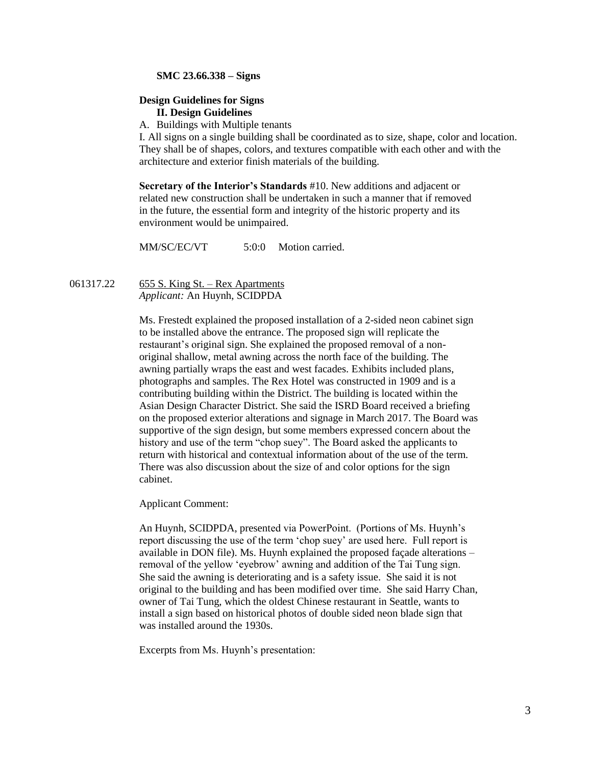**SMC 23.66.338 – Signs**

**Design Guidelines for Signs**

**II. Design Guidelines**

A. Buildings with Multiple tenants

I. All signs on a single building shall be coordinated as to size, shape, color and location. They shall be of shapes, colors, and textures compatible with each other and with the architecture and exterior finish materials of the building.

**Secretary of the Interior's Standards** #10. New additions and adjacent or related new construction shall be undertaken in such a manner that if removed in the future, the essential form and integrity of the historic property and its environment would be unimpaired.

MM/SC/EC/VT 5:0:0 Motion carried.

061317.22 655 S. King St. – Rex Apartments
*Applicant:* An Huynh, SCIDPDA

Ms. Frestedt explained the proposed installation of a 2-sided neon cabinet sign to be installed above the entrance. The proposed sign will replicate the restaurant's original sign. She explained the proposed removal of a non-original shallow, metal awning across the north face of the building. The awning partially wraps the east and west facades. Exhibits included plans, photographs and samples. The Rex Hotel was constructed in 1909 and is a contributing building within the District. The building is located within the Asian Design Character District. She said the ISRD Board received a briefing on the proposed exterior alterations and signage in March 2017. The Board was supportive of the sign design, but some members expressed concern about the history and use of the term "chop suey". The Board asked the applicants to return with historical and contextual information about of the use of the term. There was also discussion about the size of and color options for the sign cabinet.

Applicant Comment:

An Huynh, SCIDPDA, presented via PowerPoint. (Portions of Ms. Huynh's report discussing the use of the term 'chop suey' are used here. Full report is available in DON file). Ms. Huynh explained the proposed façade alterations – removal of the yellow 'eyebrow' awning and addition of the Tai Tung sign. She said the awning is deteriorating and is a safety issue. She said it is not original to the building and has been modified over time. She said Harry Chan, owner of Tai Tung, which the oldest Chinese restaurant in Seattle, wants to install a sign based on historical photos of double sided neon blade sign that was installed around the 1930s.

Excerpts from Ms. Huynh's presentation: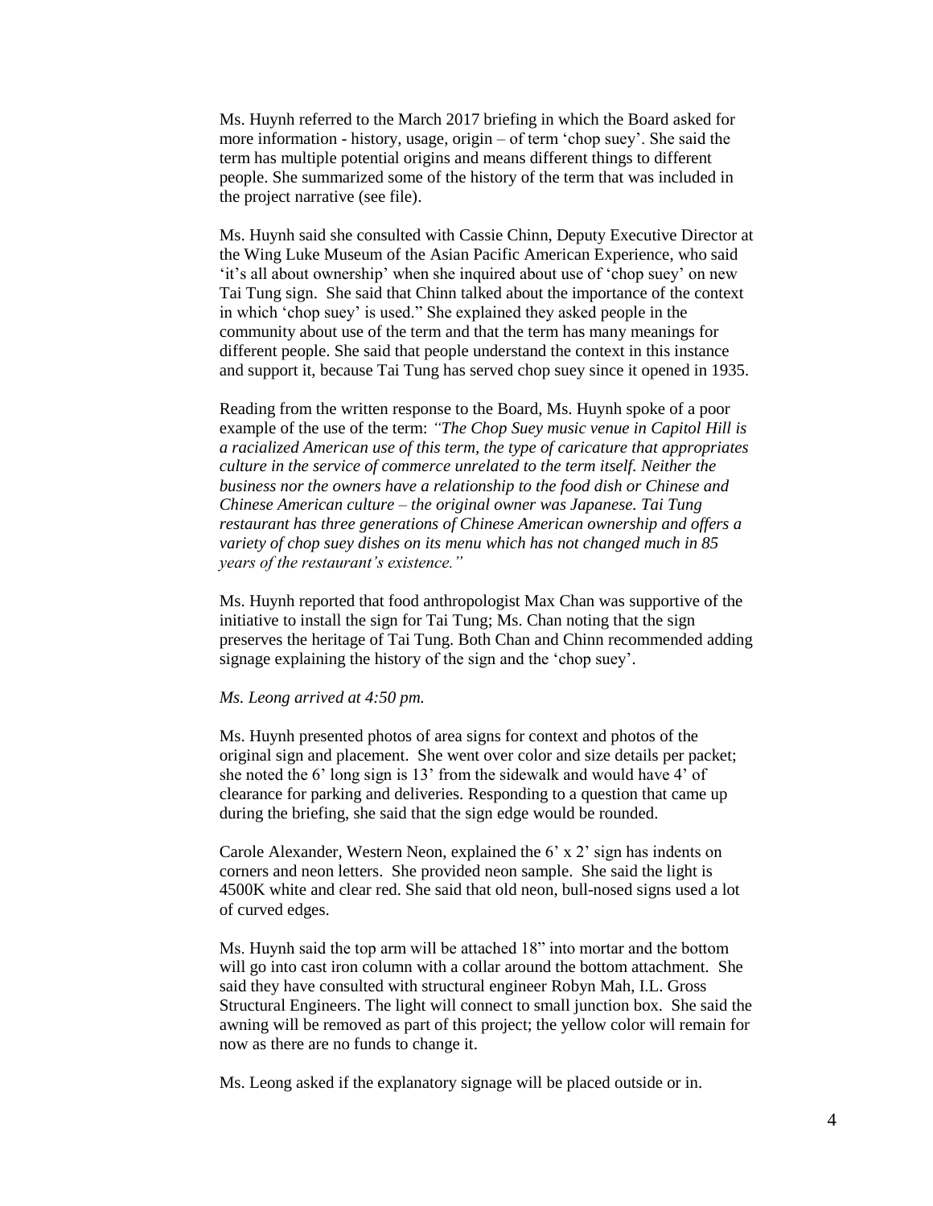Ms. Huynh referred to the March 2017 briefing in which the Board asked for more information - history, usage, origin – of term 'chop suey'. She said the term has multiple potential origins and means different things to different people. She summarized some of the history of the term that was included in the project narrative (see file).

Ms. Huynh said she consulted with Cassie Chinn, Deputy Executive Director at the Wing Luke Museum of the Asian Pacific American Experience, who said 'it's all about ownership' when she inquired about use of 'chop suey' on new Tai Tung sign. She said that Chinn talked about the importance of the context in which 'chop suey' is used." She explained they asked people in the community about use of the term and that the term has many meanings for different people. She said that people understand the context in this instance and support it, because Tai Tung has served chop suey since it opened in 1935.

Reading from the written response to the Board, Ms. Huynh spoke of a poor example of the use of the term: *"The Chop Suey music venue in Capitol Hill is a racialized American use of this term, the type of caricature that appropriates culture in the service of commerce unrelated to the term itself. Neither the business nor the owners have a relationship to the food dish or Chinese and Chinese American culture – the original owner was Japanese. Tai Tung restaurant has three generations of Chinese American ownership and offers a variety of chop suey dishes on its menu which has not changed much in 85 years of the restaurant's existence."*

Ms. Huynh reported that food anthropologist Max Chan was supportive of the initiative to install the sign for Tai Tung; Ms. Chan noting that the sign preserves the heritage of Tai Tung. Both Chan and Chinn recommended adding signage explaining the history of the sign and the 'chop suey'.

*Ms. Leong arrived at 4:50 pm.*

Ms. Huynh presented photos of area signs for context and photos of the original sign and placement. She went over color and size details per packet; she noted the 6' long sign is 13' from the sidewalk and would have 4' of clearance for parking and deliveries. Responding to a question that came up during the briefing, she said that the sign edge would be rounded.

Carole Alexander, Western Neon, explained the 6' x 2' sign has indents on corners and neon letters. She provided neon sample. She said the light is 4500K white and clear red. She said that old neon, bull-nosed signs used a lot of curved edges.

Ms. Huynh said the top arm will be attached 18" into mortar and the bottom will go into cast iron column with a collar around the bottom attachment. She said they have consulted with structural engineer Robyn Mah, I.L. Gross Structural Engineers. The light will connect to small junction box. She said the awning will be removed as part of this project; the yellow color will remain for now as there are no funds to change it.

Ms. Leong asked if the explanatory signage will be placed outside or in.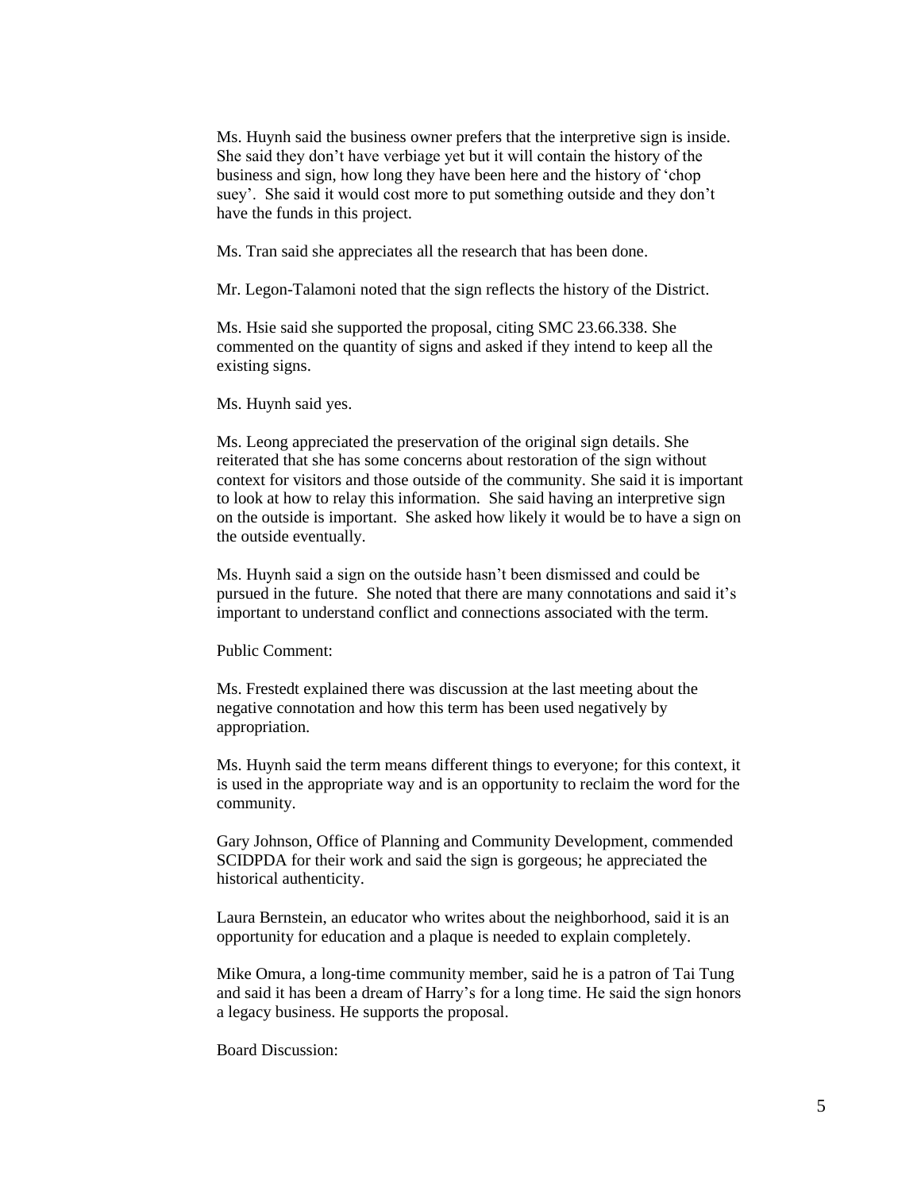Ms. Huynh said the business owner prefers that the interpretive sign is inside. She said they don't have verbiage yet but it will contain the history of the business and sign, how long they have been here and the history of 'chop suey'. She said it would cost more to put something outside and they don't have the funds in this project.

Ms. Tran said she appreciates all the research that has been done.

Mr. Legon-Talamoni noted that the sign reflects the history of the District.

Ms. Hsie said she supported the proposal, citing SMC 23.66.338. She commented on the quantity of signs and asked if they intend to keep all the existing signs.

Ms. Huynh said yes.

Ms. Leong appreciated the preservation of the original sign details. She reiterated that she has some concerns about restoration of the sign without context for visitors and those outside of the community. She said it is important to look at how to relay this information. She said having an interpretive sign on the outside is important. She asked how likely it would be to have a sign on the outside eventually.

Ms. Huynh said a sign on the outside hasn't been dismissed and could be pursued in the future. She noted that there are many connotations and said it's important to understand conflict and connections associated with the term.

Public Comment:

Ms. Frestedt explained there was discussion at the last meeting about the negative connotation and how this term has been used negatively by appropriation.

Ms. Huynh said the term means different things to everyone; for this context, it is used in the appropriate way and is an opportunity to reclaim the word for the community.

Gary Johnson, Office of Planning and Community Development, commended SCIDPDA for their work and said the sign is gorgeous; he appreciated the historical authenticity.

Laura Bernstein, an educator who writes about the neighborhood, said it is an opportunity for education and a plaque is needed to explain completely.

Mike Omura, a long-time community member, said he is a patron of Tai Tung and said it has been a dream of Harry's for a long time. He said the sign honors a legacy business. He supports the proposal.

Board Discussion: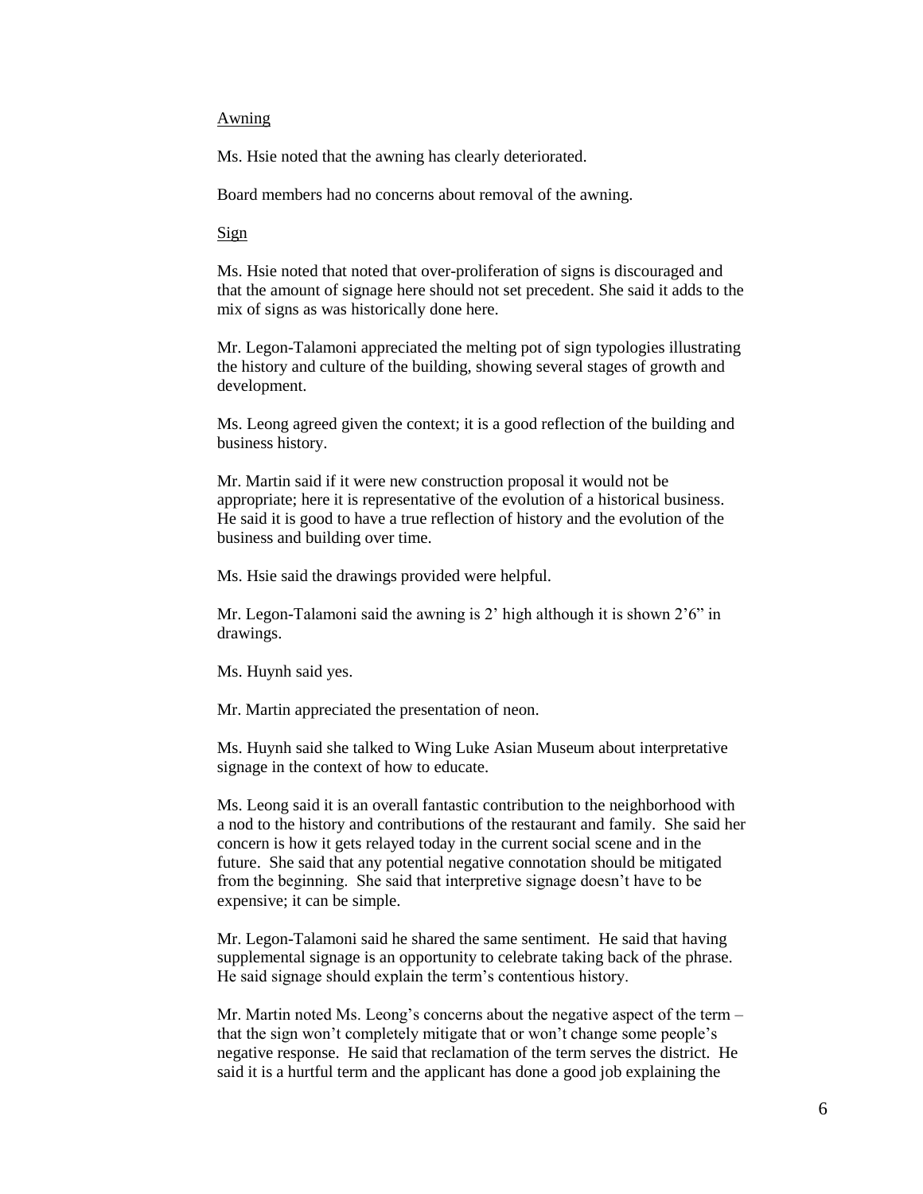Awning

Ms. Hsie noted that the awning has clearly deteriorated.

Board members had no concerns about removal of the awning.

Sign

Ms. Hsie noted that noted that over-proliferation of signs is discouraged and that the amount of signage here should not set precedent. She said it adds to the mix of signs as was historically done here.

Mr. Legon-Talamoni appreciated the melting pot of sign typologies illustrating the history and culture of the building, showing several stages of growth and development.

Ms. Leong agreed given the context; it is a good reflection of the building and business history.

Mr. Martin said if it were new construction proposal it would not be appropriate; here it is representative of the evolution of a historical business. He said it is good to have a true reflection of history and the evolution of the business and building over time.

Ms. Hsie said the drawings provided were helpful.

Mr. Legon-Talamoni said the awning is 2' high although it is shown 2'6" in drawings.

Ms. Huynh said yes.

Mr. Martin appreciated the presentation of neon.

Ms. Huynh said she talked to Wing Luke Asian Museum about interpretative signage in the context of how to educate.

Ms. Leong said it is an overall fantastic contribution to the neighborhood with a nod to the history and contributions of the restaurant and family. She said her concern is how it gets relayed today in the current social scene and in the future. She said that any potential negative connotation should be mitigated from the beginning. She said that interpretive signage doesn't have to be expensive; it can be simple.

Mr. Legon-Talamoni said he shared the same sentiment. He said that having supplemental signage is an opportunity to celebrate taking back of the phrase. He said signage should explain the term's contentious history.

Mr. Martin noted Ms. Leong's concerns about the negative aspect of the term – that the sign won't completely mitigate that or won't change some people's negative response. He said that reclamation of the term serves the district. He said it is a hurtful term and the applicant has done a good job explaining the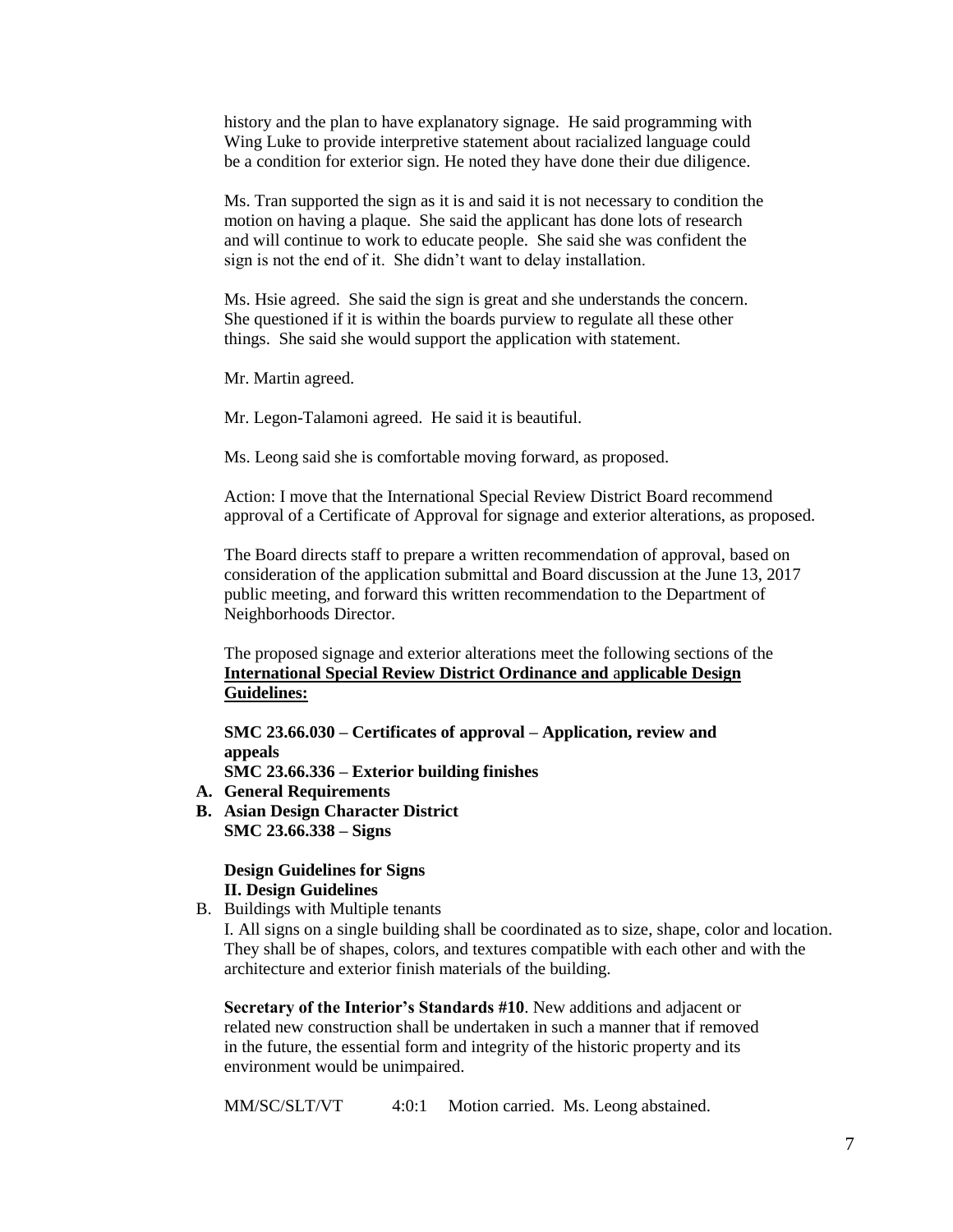history and the plan to have explanatory signage. He said programming with Wing Luke to provide interpretive statement about racialized language could be a condition for exterior sign. He noted they have done their due diligence.

Ms. Tran supported the sign as it is and said it is not necessary to condition the motion on having a plaque. She said the applicant has done lots of research and will continue to work to educate people. She said she was confident the sign is not the end of it. She didn't want to delay installation.

Ms. Hsie agreed. She said the sign is great and she understands the concern. She questioned if it is within the boards purview to regulate all these other things. She said she would support the application with statement.

Mr. Martin agreed.

Mr. Legon-Talamoni agreed. He said it is beautiful.

Ms. Leong said she is comfortable moving forward, as proposed.

Action: I move that the International Special Review District Board recommend approval of a Certificate of Approval for signage and exterior alterations, as proposed.

The Board directs staff to prepare a written recommendation of approval, based on consideration of the application submittal and Board discussion at the June 13, 2017 public meeting, and forward this written recommendation to the Department of Neighborhoods Director.

The proposed signage and exterior alterations meet the following sections of the **International Special Review District Ordinance and applicable Design Guidelines:**

**SMC 23.66.030 – Certificates of approval – Application, review and appeals**
**SMC 23.66.336 – Exterior building finishes**

**A. General Requirements**
**B. Asian Design Character District**

**SMC 23.66.338 – Signs**

**Design Guidelines for Signs**
**II. Design Guidelines**

B. Buildings with Multiple tenants

I. All signs on a single building shall be coordinated as to size, shape, color and location. They shall be of shapes, colors, and textures compatible with each other and with the architecture and exterior finish materials of the building.

**Secretary of the Interior's Standards #10**. New additions and adjacent or related new construction shall be undertaken in such a manner that if removed in the future, the essential form and integrity of the historic property and its environment would be unimpaired.

MM/SC/SLT/VT 4:0:1 Motion carried. Ms. Leong abstained.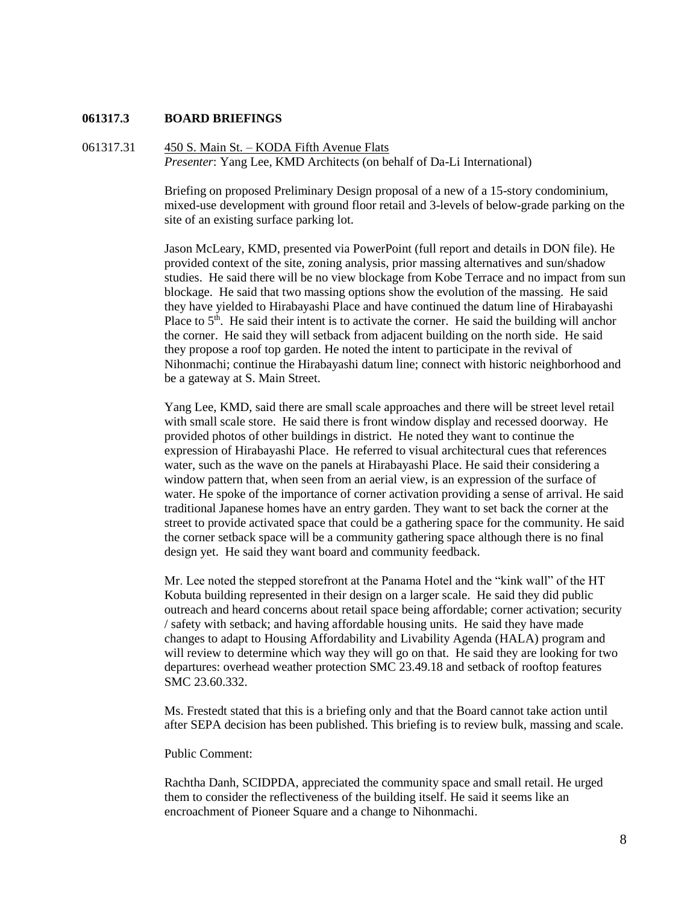**061317.3 BOARD BRIEFINGS**

061317.31 450 S. Main St. – KODA Fifth Avenue Flats
*Presenter*: Yang Lee, KMD Architects (on behalf of Da-Li International)

Briefing on proposed Preliminary Design proposal of a new of a 15-story condominium, mixed-use development with ground floor retail and 3-levels of below-grade parking on the site of an existing surface parking lot.

Jason McLeary, KMD, presented via PowerPoint (full report and details in DON file). He provided context of the site, zoning analysis, prior massing alternatives and sun/shadow studies. He said there will be no view blockage from Kobe Terrace and no impact from sun blockage. He said that two massing options show the evolution of the massing. He said they have yielded to Hirabayashi Place and have continued the datum line of Hirabayashi Place to 5th. He said their intent is to activate the corner. He said the building will anchor the corner. He said they will setback from adjacent building on the north side. He said they propose a roof top garden. He noted the intent to participate in the revival of Nihonmachi; continue the Hirabayashi datum line; connect with historic neighborhood and be a gateway at S. Main Street.

Yang Lee, KMD, said there are small scale approaches and there will be street level retail with small scale store. He said there is front window display and recessed doorway. He provided photos of other buildings in district. He noted they want to continue the expression of Hirabayashi Place. He referred to visual architectural cues that references water, such as the wave on the panels at Hirabayashi Place. He said their considering a window pattern that, when seen from an aerial view, is an expression of the surface of water. He spoke of the importance of corner activation providing a sense of arrival. He said traditional Japanese homes have an entry garden. They want to set back the corner at the street to provide activated space that could be a gathering space for the community. He said the corner setback space will be a community gathering space although there is no final design yet. He said they want board and community feedback.

Mr. Lee noted the stepped storefront at the Panama Hotel and the "kink wall" of the HT Kobuta building represented in their design on a larger scale. He said they did public outreach and heard concerns about retail space being affordable; corner activation; security / safety with setback; and having affordable housing units. He said they have made changes to adapt to Housing Affordability and Livability Agenda (HALA) program and will review to determine which way they will go on that. He said they are looking for two departures: overhead weather protection SMC 23.49.18 and setback of rooftop features SMC 23.60.332.

Ms. Frestedt stated that this is a briefing only and that the Board cannot take action until after SEPA decision has been published. This briefing is to review bulk, massing and scale.

Public Comment:

Rachtha Danh, SCIDPDA, appreciated the community space and small retail. He urged them to consider the reflectiveness of the building itself. He said it seems like an encroachment of Pioneer Square and a change to Nihonmachi.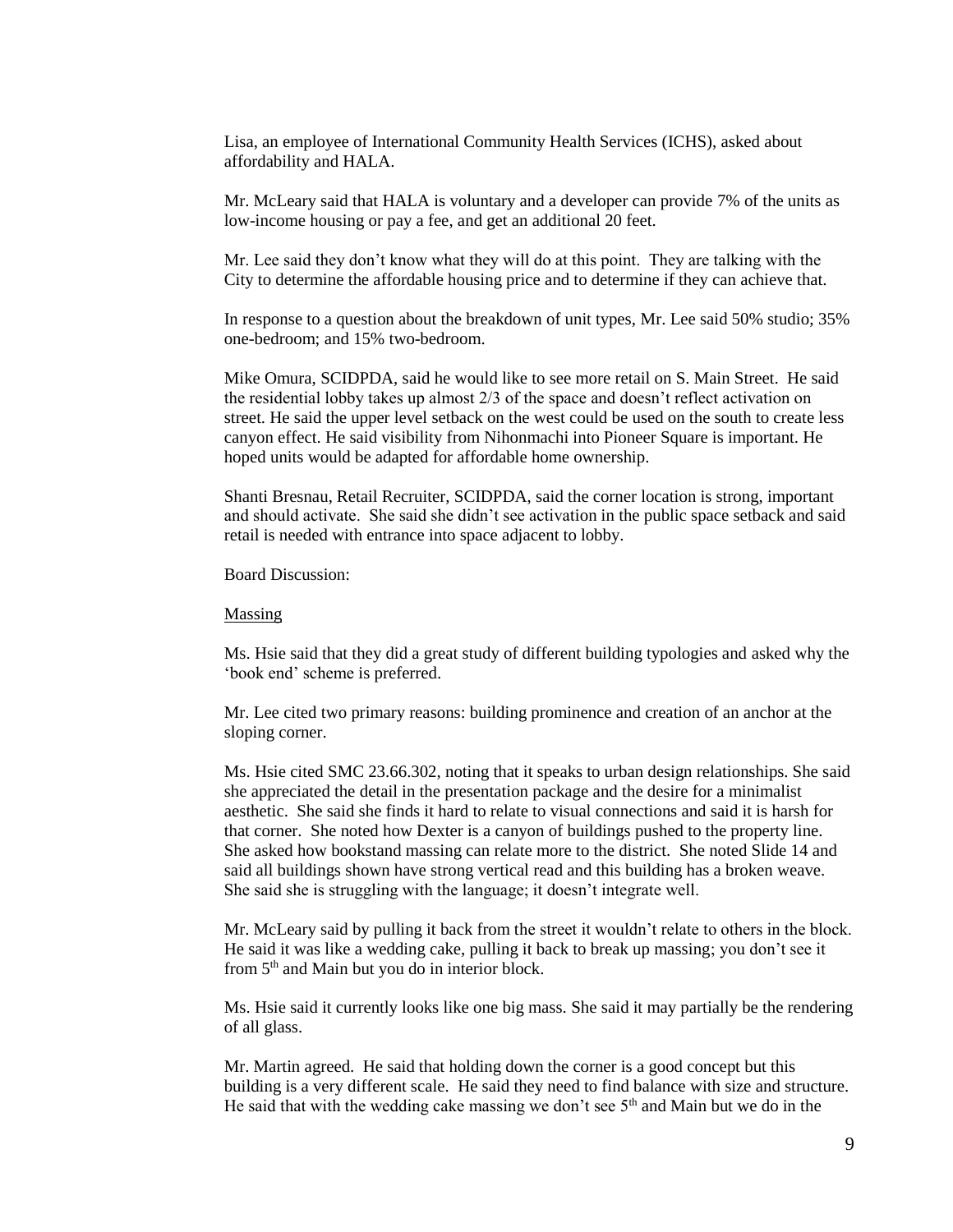Lisa, an employee of International Community Health Services (ICHS), asked about affordability and HALA.

Mr. McLeary said that HALA is voluntary and a developer can provide 7% of the units as low-income housing or pay a fee, and get an additional 20 feet.

Mr. Lee said they don't know what they will do at this point. They are talking with the City to determine the affordable housing price and to determine if they can achieve that.

In response to a question about the breakdown of unit types, Mr. Lee said 50% studio; 35% one-bedroom; and 15% two-bedroom.

Mike Omura, SCIDPDA, said he would like to see more retail on S. Main Street. He said the residential lobby takes up almost 2/3 of the space and doesn't reflect activation on street. He said the upper level setback on the west could be used on the south to create less canyon effect. He said visibility from Nihonmachi into Pioneer Square is important. He hoped units would be adapted for affordable home ownership.

Shanti Bresnau, Retail Recruiter, SCIDPDA, said the corner location is strong, important and should activate. She said she didn't see activation in the public space setback and said retail is needed with entrance into space adjacent to lobby.

Board Discussion:

<u>Massing</u>

Ms. Hsie said that they did a great study of different building typologies and asked why the 'book end' scheme is preferred.

Mr. Lee cited two primary reasons: building prominence and creation of an anchor at the sloping corner.

Ms. Hsie cited SMC 23.66.302, noting that it speaks to urban design relationships. She said she appreciated the detail in the presentation package and the desire for a minimalist aesthetic. She said she finds it hard to relate to visual connections and said it is harsh for that corner. She noted how Dexter is a canyon of buildings pushed to the property line. She asked how bookstand massing can relate more to the district. She noted Slide 14 and said all buildings shown have strong vertical read and this building has a broken weave. She said she is struggling with the language; it doesn't integrate well.

Mr. McLeary said by pulling it back from the street it wouldn't relate to others in the block. He said it was like a wedding cake, pulling it back to break up massing; you don't see it from 5th and Main but you do in interior block.

Ms. Hsie said it currently looks like one big mass. She said it may partially be the rendering of all glass.

Mr. Martin agreed. He said that holding down the corner is a good concept but this building is a very different scale. He said they need to find balance with size and structure. He said that with the wedding cake massing we don't see 5th and Main but we do in the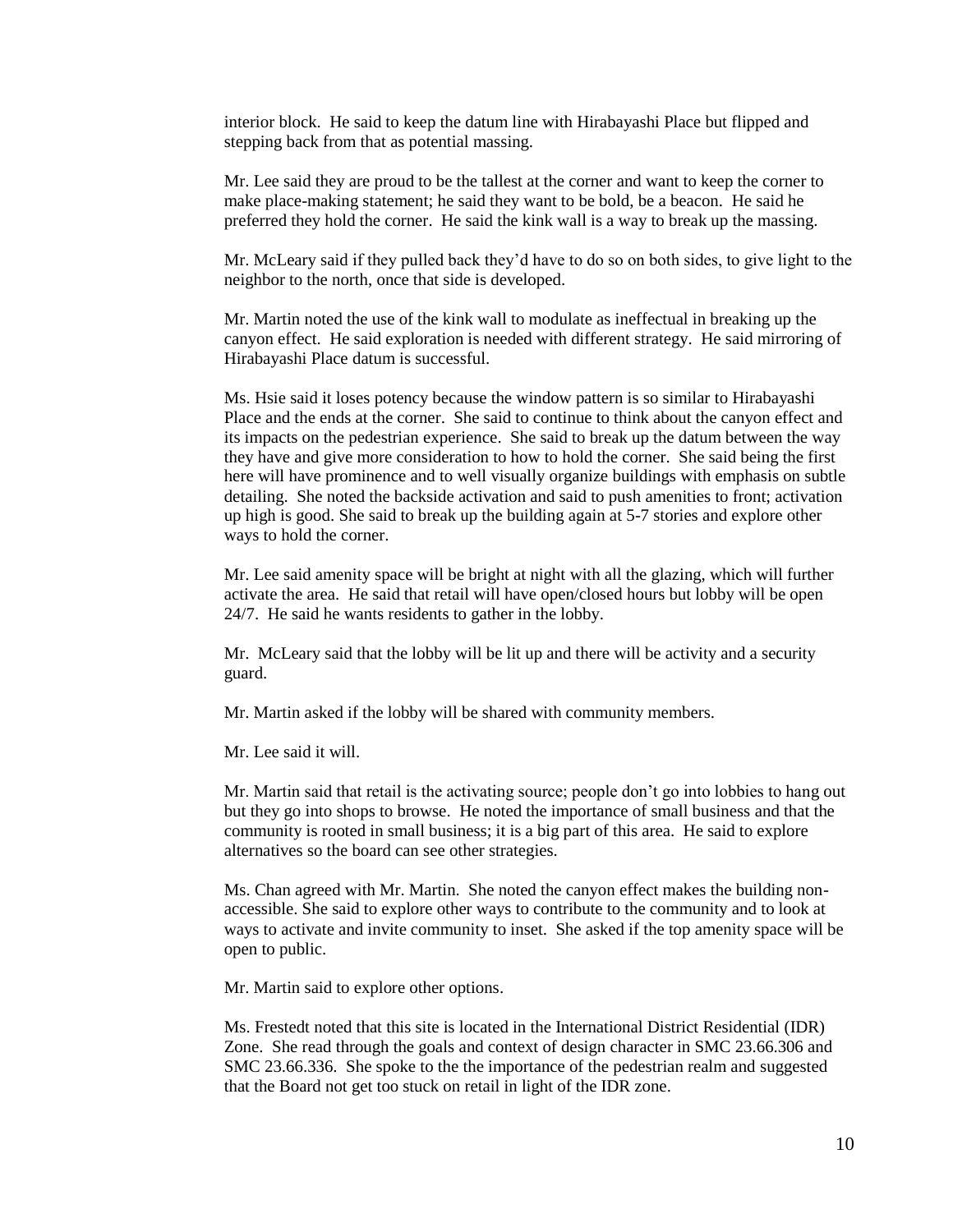interior block. He said to keep the datum line with Hirabayashi Place but flipped and stepping back from that as potential massing.

Mr. Lee said they are proud to be the tallest at the corner and want to keep the corner to make place-making statement; he said they want to be bold, be a beacon. He said he preferred they hold the corner. He said the kink wall is a way to break up the massing.

Mr. McLeary said if they pulled back they'd have to do so on both sides, to give light to the neighbor to the north, once that side is developed.

Mr. Martin noted the use of the kink wall to modulate as ineffectual in breaking up the canyon effect. He said exploration is needed with different strategy. He said mirroring of Hirabayashi Place datum is successful.

Ms. Hsie said it loses potency because the window pattern is so similar to Hirabayashi Place and the ends at the corner. She said to continue to think about the canyon effect and its impacts on the pedestrian experience. She said to break up the datum between the way they have and give more consideration to how to hold the corner. She said being the first here will have prominence and to well visually organize buildings with emphasis on subtle detailing. She noted the backside activation and said to push amenities to front; activation up high is good. She said to break up the building again at 5-7 stories and explore other ways to hold the corner.

Mr. Lee said amenity space will be bright at night with all the glazing, which will further activate the area. He said that retail will have open/closed hours but lobby will be open 24/7. He said he wants residents to gather in the lobby.

Mr. McLeary said that the lobby will be lit up and there will be activity and a security guard.

Mr. Martin asked if the lobby will be shared with community members.

Mr. Lee said it will.

Mr. Martin said that retail is the activating source; people don't go into lobbies to hang out but they go into shops to browse. He noted the importance of small business and that the community is rooted in small business; it is a big part of this area. He said to explore alternatives so the board can see other strategies.

Ms. Chan agreed with Mr. Martin. She noted the canyon effect makes the building non-accessible. She said to explore other ways to contribute to the community and to look at ways to activate and invite community to inset. She asked if the top amenity space will be open to public.

Mr. Martin said to explore other options.

Ms. Frestedt noted that this site is located in the International District Residential (IDR) Zone. She read through the goals and context of design character in SMC 23.66.306 and SMC 23.66.336. She spoke to the the importance of the pedestrian realm and suggested that the Board not get too stuck on retail in light of the IDR zone.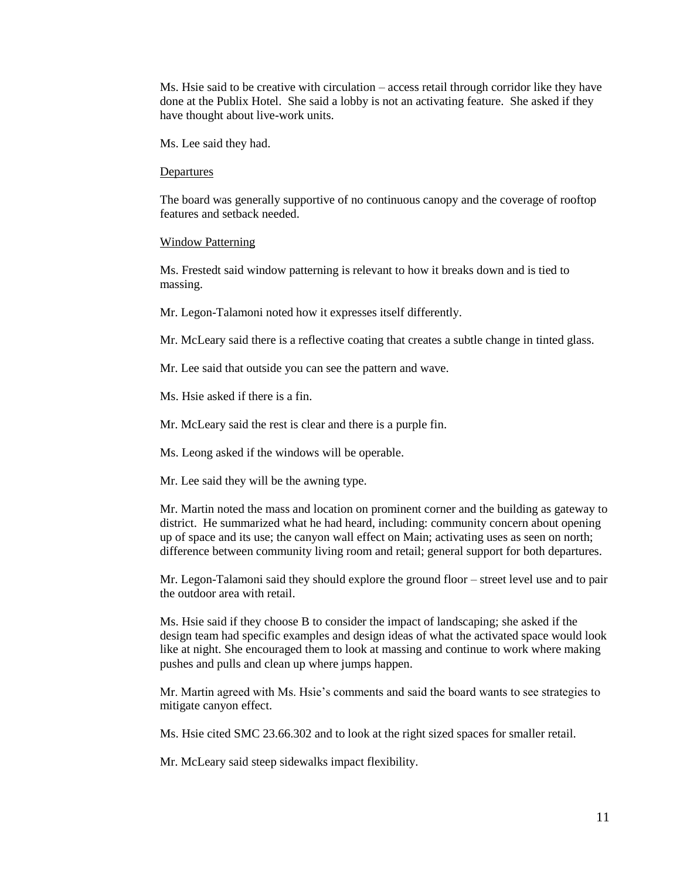Ms. Hsie said to be creative with circulation – access retail through corridor like they have done at the Publix Hotel. She said a lobby is not an activating feature. She asked if they have thought about live-work units.

Ms. Lee said they had.

<u>Departures</u>

The board was generally supportive of no continuous canopy and the coverage of rooftop features and setback needed.

<u>Window Patterning</u>

Ms. Frestedt said window patterning is relevant to how it breaks down and is tied to massing.

Mr. Legon-Talamoni noted how it expresses itself differently.

Mr. McLeary said there is a reflective coating that creates a subtle change in tinted glass.

Mr. Lee said that outside you can see the pattern and wave.

Ms. Hsie asked if there is a fin.

Mr. McLeary said the rest is clear and there is a purple fin.

Ms. Leong asked if the windows will be operable.

Mr. Lee said they will be the awning type.

Mr. Martin noted the mass and location on prominent corner and the building as gateway to district. He summarized what he had heard, including: community concern about opening up of space and its use; the canyon wall effect on Main; activating uses as seen on north; difference between community living room and retail; general support for both departures.

Mr. Legon-Talamoni said they should explore the ground floor – street level use and to pair the outdoor area with retail.

Ms. Hsie said if they choose B to consider the impact of landscaping; she asked if the design team had specific examples and design ideas of what the activated space would look like at night. She encouraged them to look at massing and continue to work where making pushes and pulls and clean up where jumps happen.

Mr. Martin agreed with Ms. Hsie's comments and said the board wants to see strategies to mitigate canyon effect.

Ms. Hsie cited SMC 23.66.302 and to look at the right sized spaces for smaller retail.

Mr. McLeary said steep sidewalks impact flexibility.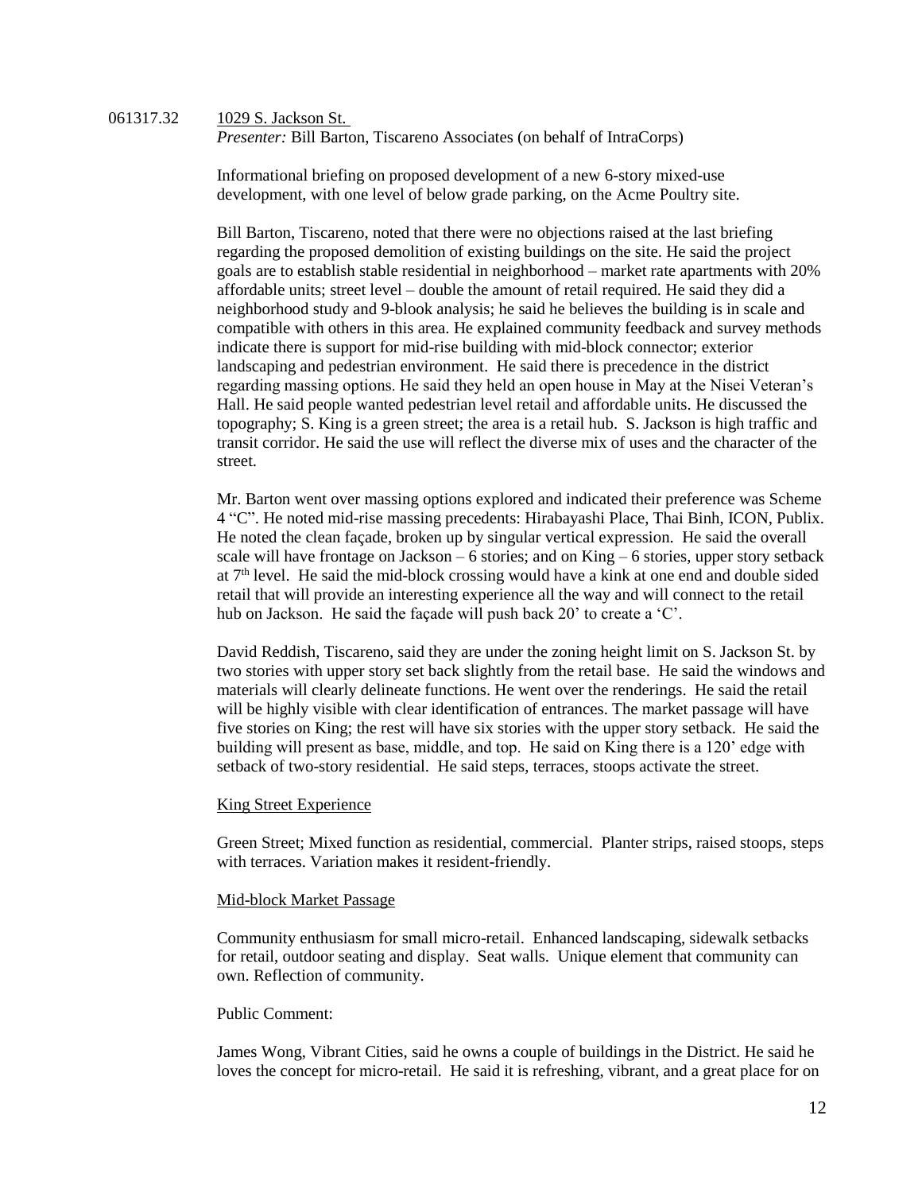061317.32 1029 S. Jackson St.

*Presenter:* Bill Barton, Tiscareno Associates (on behalf of IntraCorps)

Informational briefing on proposed development of a new 6-story mixed-use development, with one level of below grade parking, on the Acme Poultry site.

Bill Barton, Tiscareno, noted that there were no objections raised at the last briefing regarding the proposed demolition of existing buildings on the site. He said the project goals are to establish stable residential in neighborhood – market rate apartments with 20% affordable units; street level – double the amount of retail required. He said they did a neighborhood study and 9-blook analysis; he said he believes the building is in scale and compatible with others in this area. He explained community feedback and survey methods indicate there is support for mid-rise building with mid-block connector; exterior landscaping and pedestrian environment. He said there is precedence in the district regarding massing options. He said they held an open house in May at the Nisei Veteran's Hall. He said people wanted pedestrian level retail and affordable units. He discussed the topography; S. King is a green street; the area is a retail hub. S. Jackson is high traffic and transit corridor. He said the use will reflect the diverse mix of uses and the character of the street.

Mr. Barton went over massing options explored and indicated their preference was Scheme 4 "C". He noted mid-rise massing precedents: Hirabayashi Place, Thai Binh, ICON, Publix. He noted the clean façade, broken up by singular vertical expression. He said the overall scale will have frontage on Jackson – 6 stories; and on King – 6 stories, upper story setback at 7th level. He said the mid-block crossing would have a kink at one end and double sided retail that will provide an interesting experience all the way and will connect to the retail hub on Jackson. He said the façade will push back 20' to create a 'C'.

David Reddish, Tiscareno, said they are under the zoning height limit on S. Jackson St. by two stories with upper story set back slightly from the retail base. He said the windows and materials will clearly delineate functions. He went over the renderings. He said the retail will be highly visible with clear identification of entrances. The market passage will have five stories on King; the rest will have six stories with the upper story setback. He said the building will present as base, middle, and top. He said on King there is a 120' edge with setback of two-story residential. He said steps, terraces, stoops activate the street.

King Street Experience

Green Street; Mixed function as residential, commercial. Planter strips, raised stoops, steps with terraces. Variation makes it resident-friendly.

Mid-block Market Passage

Community enthusiasm for small micro-retail. Enhanced landscaping, sidewalk setbacks for retail, outdoor seating and display. Seat walls. Unique element that community can own. Reflection of community.

Public Comment:

James Wong, Vibrant Cities, said he owns a couple of buildings in the District. He said he loves the concept for micro-retail. He said it is refreshing, vibrant, and a great place for on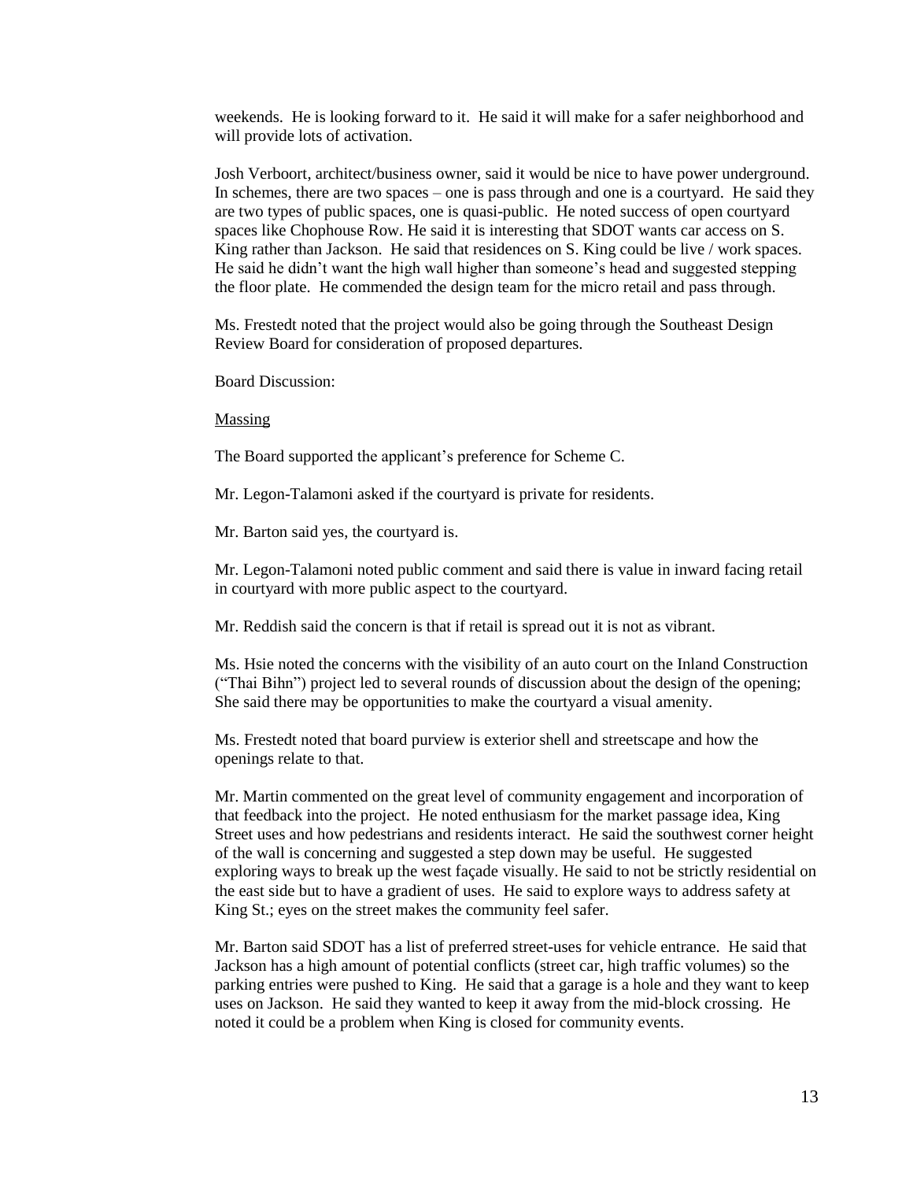weekends. He is looking forward to it. He said it will make for a safer neighborhood and will provide lots of activation.

Josh Verboort, architect/business owner, said it would be nice to have power underground. In schemes, there are two spaces – one is pass through and one is a courtyard. He said they are two types of public spaces, one is quasi-public. He noted success of open courtyard spaces like Chophouse Row. He said it is interesting that SDOT wants car access on S. King rather than Jackson. He said that residences on S. King could be live / work spaces. He said he didn't want the high wall higher than someone's head and suggested stepping the floor plate. He commended the design team for the micro retail and pass through.

Ms. Frestedt noted that the project would also be going through the Southeast Design Review Board for consideration of proposed departures.

Board Discussion:

<u>Massing</u>

The Board supported the applicant's preference for Scheme C.

Mr. Legon-Talamoni asked if the courtyard is private for residents.

Mr. Barton said yes, the courtyard is.

Mr. Legon-Talamoni noted public comment and said there is value in inward facing retail in courtyard with more public aspect to the courtyard.

Mr. Reddish said the concern is that if retail is spread out it is not as vibrant.

Ms. Hsie noted the concerns with the visibility of an auto court on the Inland Construction ("Thai Bihn") project led to several rounds of discussion about the design of the opening; She said there may be opportunities to make the courtyard a visual amenity.

Ms. Frestedt noted that board purview is exterior shell and streetscape and how the openings relate to that.

Mr. Martin commented on the great level of community engagement and incorporation of that feedback into the project. He noted enthusiasm for the market passage idea, King Street uses and how pedestrians and residents interact. He said the southwest corner height of the wall is concerning and suggested a step down may be useful. He suggested exploring ways to break up the west façade visually. He said to not be strictly residential on the east side but to have a gradient of uses. He said to explore ways to address safety at King St.; eyes on the street makes the community feel safer.

Mr. Barton said SDOT has a list of preferred street-uses for vehicle entrance. He said that Jackson has a high amount of potential conflicts (street car, high traffic volumes) so the parking entries were pushed to King. He said that a garage is a hole and they want to keep uses on Jackson. He said they wanted to keep it away from the mid-block crossing. He noted it could be a problem when King is closed for community events.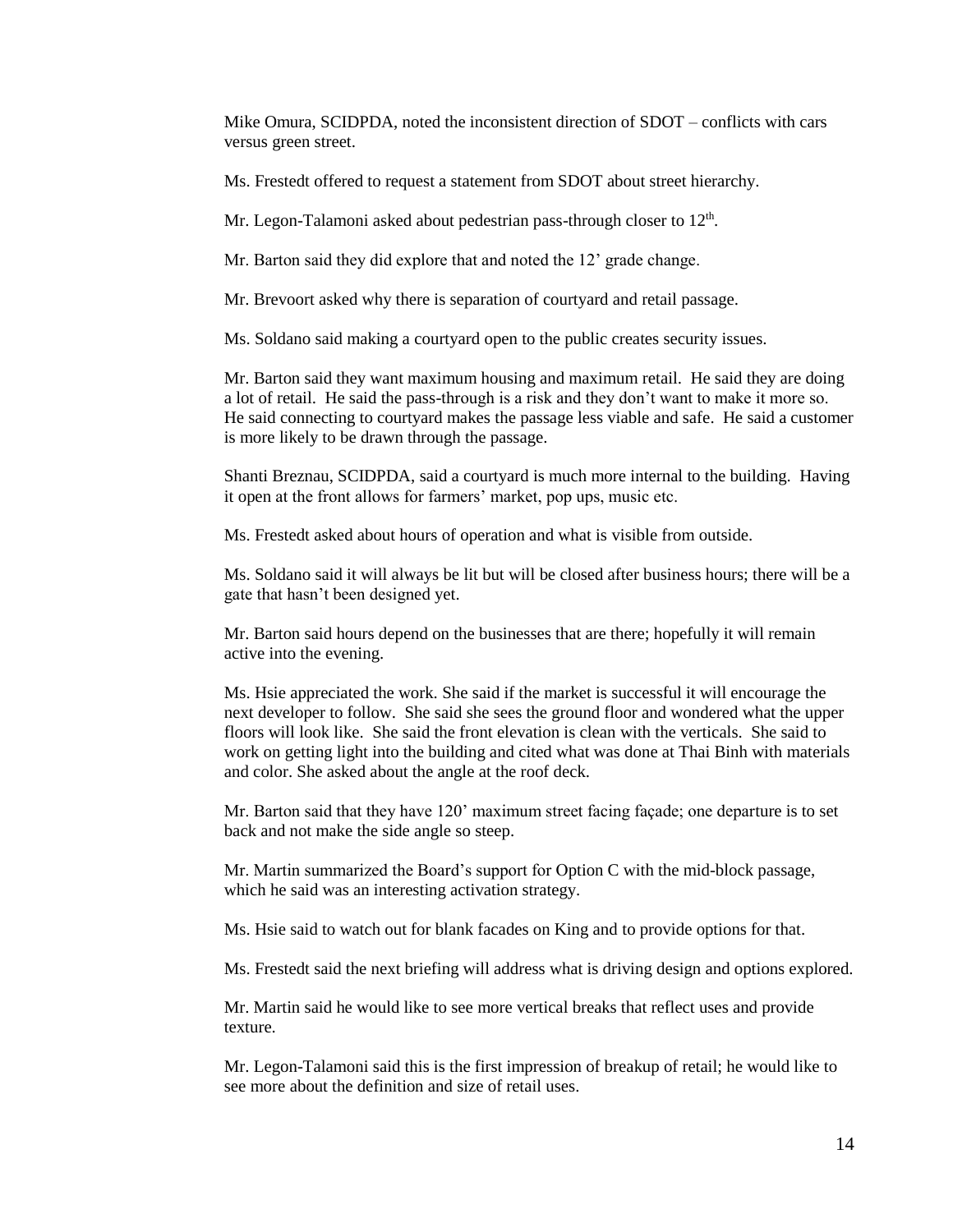Mike Omura, SCIDPDA, noted the inconsistent direction of SDOT – conflicts with cars versus green street.

Ms. Frestedt offered to request a statement from SDOT about street hierarchy.

Mr. Legon-Talamoni asked about pedestrian pass-through closer to 12th.

Mr. Barton said they did explore that and noted the 12' grade change.

Mr. Brevoort asked why there is separation of courtyard and retail passage.

Ms. Soldano said making a courtyard open to the public creates security issues.

Mr. Barton said they want maximum housing and maximum retail. He said they are doing a lot of retail. He said the pass-through is a risk and they don't want to make it more so. He said connecting to courtyard makes the passage less viable and safe. He said a customer is more likely to be drawn through the passage.

Shanti Breznau, SCIDPDA, said a courtyard is much more internal to the building. Having it open at the front allows for farmers' market, pop ups, music etc.

Ms. Frestedt asked about hours of operation and what is visible from outside.

Ms. Soldano said it will always be lit but will be closed after business hours; there will be a gate that hasn't been designed yet.

Mr. Barton said hours depend on the businesses that are there; hopefully it will remain active into the evening.

Ms. Hsie appreciated the work. She said if the market is successful it will encourage the next developer to follow. She said she sees the ground floor and wondered what the upper floors will look like. She said the front elevation is clean with the verticals. She said to work on getting light into the building and cited what was done at Thai Binh with materials and color. She asked about the angle at the roof deck.

Mr. Barton said that they have 120' maximum street facing façade; one departure is to set back and not make the side angle so steep.

Mr. Martin summarized the Board's support for Option C with the mid-block passage, which he said was an interesting activation strategy.

Ms. Hsie said to watch out for blank facades on King and to provide options for that.

Ms. Frestedt said the next briefing will address what is driving design and options explored.

Mr. Martin said he would like to see more vertical breaks that reflect uses and provide texture.

Mr. Legon-Talamoni said this is the first impression of breakup of retail; he would like to see more about the definition and size of retail uses.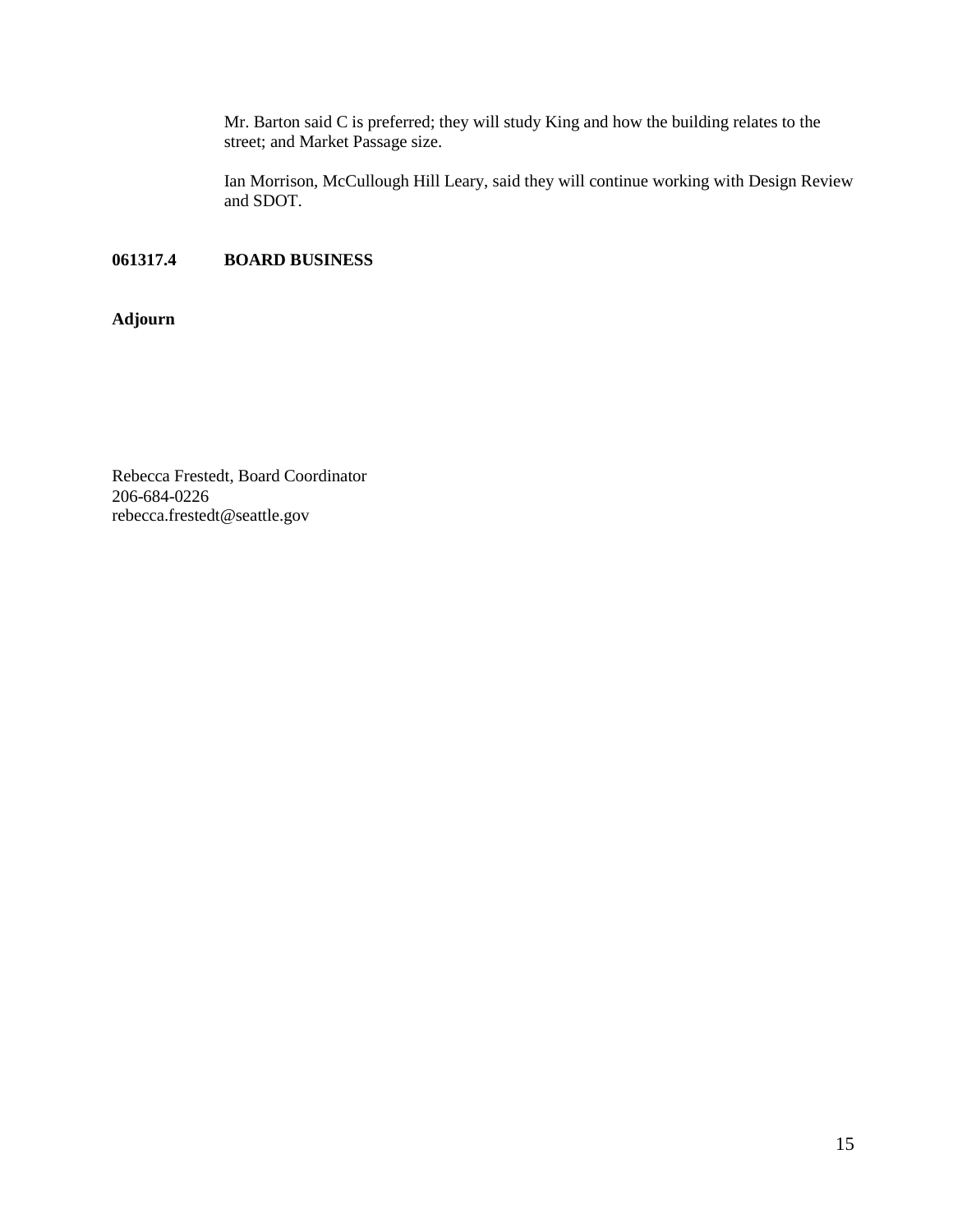Mr. Barton said C is preferred; they will study King and how the building relates to the street; and Market Passage size.

Ian Morrison, McCullough Hill Leary, said they will continue working with Design Review and SDOT.

**061317.4 BOARD BUSINESS**

**Adjourn**

Rebecca Frestedt, Board Coordinator
206-684-0226
rebecca.frestedt@seattle.gov